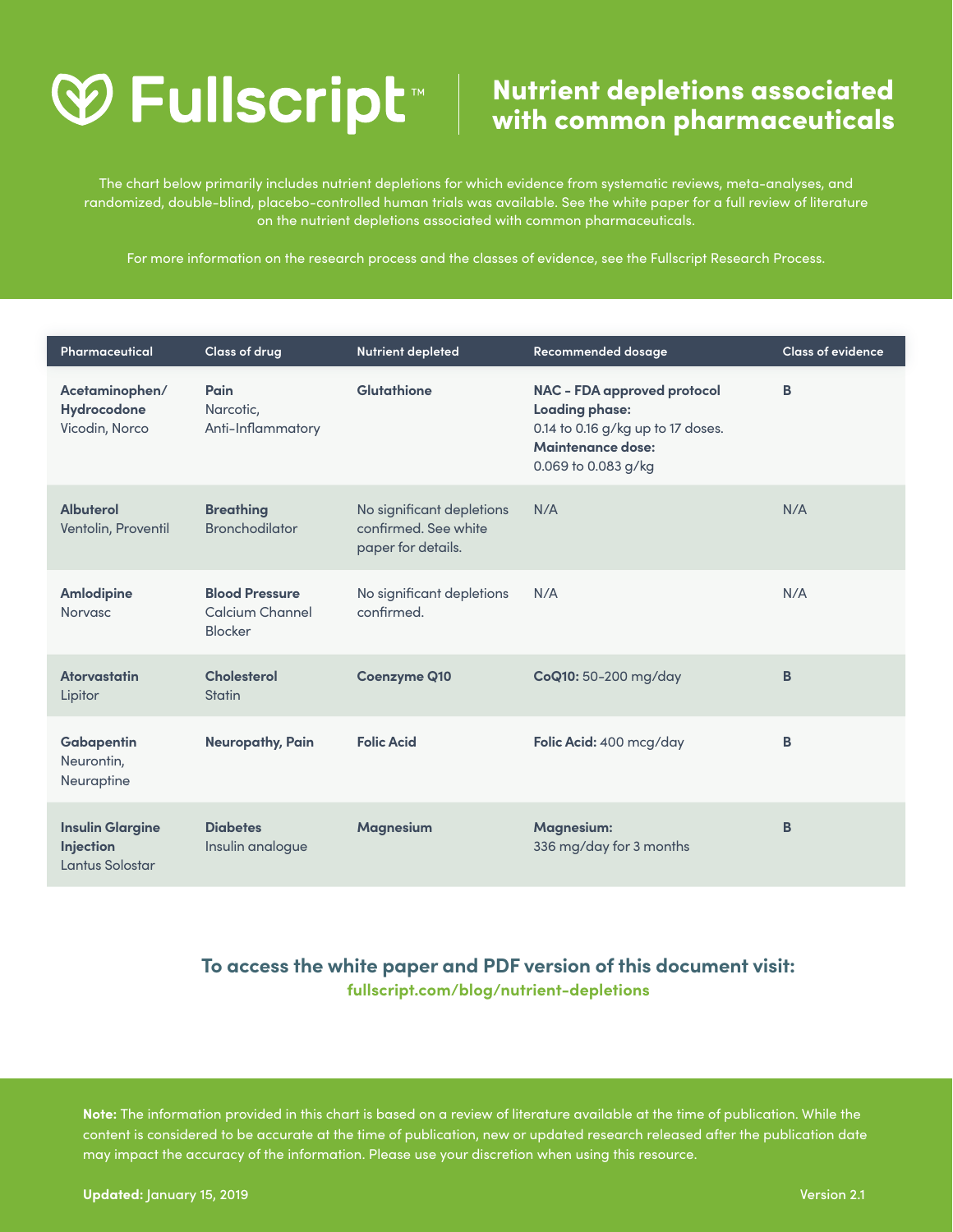# Fullscript™ | Nutrient depletions associated with common pharmaceuticals

The chart below primarily includes nutrient depletions for which evidence from systematic reviews, meta-analyses, and randomized, double-blind, placebo-controlled human trials was available. See the white paper for a full review of literature on the nutrient depletions associated with common pharmaceuticals.

For more information on the research process and the classes of evidence, see the Fullscript Research Process.

| Pharmaceutical | Class of drug | Nutrient depleted | Recommended dosage | Class of evidence |
|---|---|---|---|---|
| **Acetaminophen/ Hydrocodone** Vicodin, Norco | **Pain** Narcotic, Anti-Inflammatory | **Glutathione** | **NAC - FDA approved protocol** **Loading phase:** 0.14 to 0.16 g/kg up to 17 doses. **Maintenance dose:** 0.069 to 0.083 g/kg | **B** |
| **Albuterol** Ventolin, Proventil | **Breathing** Bronchodilator | No significant depletions confirmed. See white paper for details. | N/A | N/A |
| **Amlodipine** Norvasc | **Blood Pressure** Calcium Channel Blocker | No significant depletions confirmed. | N/A | N/A |
| **Atorvastatin** Lipitor | **Cholesterol** Statin | **Coenzyme Q10** | **CoQ10:** 50-200 mg/day | **B** |
| **Gabapentin** Neurontin, Neuraptine | **Neuropathy, Pain** | **Folic Acid** | **Folic Acid:** 400 mcg/day | **B** |
| **Insulin Glargine Injection** Lantus Solostar | **Diabetes** Insulin analogue | **Magnesium** | **Magnesium:** 336 mg/day for 3 months | **B** |

**To access the white paper and PDF version of this document visit:**
**fullscript.com/blog/nutrient-depletions**

**Note:** The information provided in this chart is based on a review of literature available at the time of publication. While the content is considered to be accurate at the time of publication, new or updated research released after the publication date may impact the accuracy of the information. Please use your discretion when using this resource.

**Updated:** January 15, 2019

Version 2.1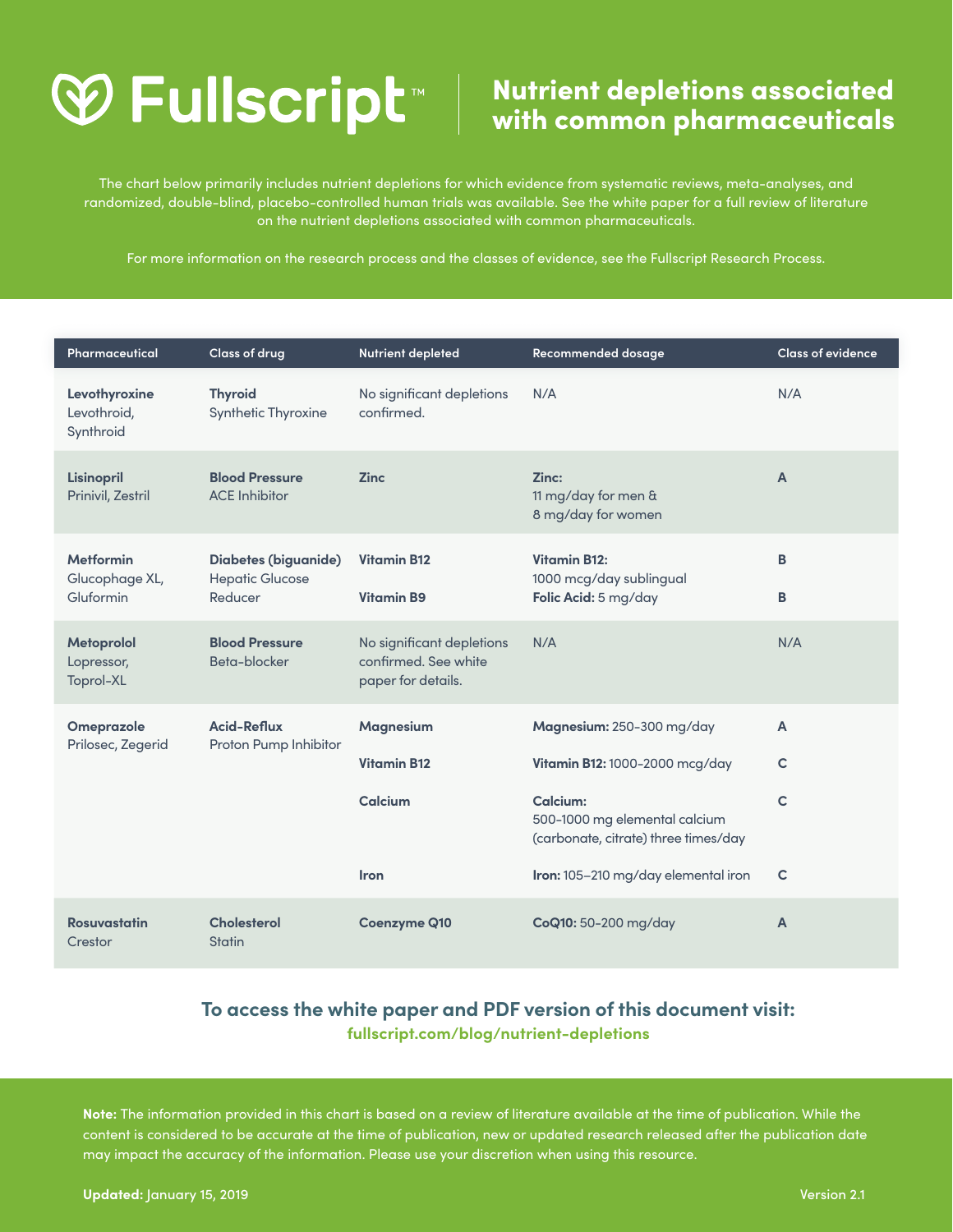# Fullscript™

## Nutrient depletions associated with common pharmaceuticals

The chart below primarily includes nutrient depletions for which evidence from systematic reviews, meta-analyses, and randomized, double-blind, placebo-controlled human trials was available. See the white paper for a full review of literature on the nutrient depletions associated with common pharmaceuticals.

For more information on the research process and the classes of evidence, see the Fullscript Research Process.

| Pharmaceutical | Class of drug | Nutrient depleted | Recommended dosage | Class of evidence |
|---|---|---|---|---|
| **Levothyroxine** Levothroid, Synthroid | **Thyroid** Synthetic Thyroxine | No significant depletions confirmed. | N/A | N/A |
| **Lisinopril** Prinivil, Zestril | **Blood Pressure** ACE Inhibitor | **Zinc** | **Zinc:** 11 mg/day for men & 8 mg/day for women | **A** |
| **Metformin** Glucophage XL, Gluformin | **Diabetes (biguanide)** Hepatic Glucose Reducer | **Vitamin B12** | **Vitamin B12:** 1000 mcg/day sublingual | **B** |
| | | **Vitamin B9** | **Folic Acid:** 5 mg/day | **B** |
| **Metoprolol** Lopressor, Toprol-XL | **Blood Pressure** Beta-blocker | No significant depletions confirmed. See white paper for details. | N/A | N/A |
| **Omeprazole** Prilosec, Zegerid | **Acid-Reflux** Proton Pump Inhibitor | **Magnesium** | **Magnesium:** 250-300 mg/day | **A** |
| | | **Vitamin B12** | **Vitamin B12:** 1000-2000 mcg/day | **C** |
| | | **Calcium** | **Calcium:** 500-1000 mg elemental calcium (carbonate, citrate) three times/day | **C** |
| | | **Iron** | **Iron:** 105–210 mg/day elemental iron | **C** |
| **Rosuvastatin** Crestor | **Cholesterol** Statin | **Coenzyme Q10** | **CoQ10:** 50-200 mg/day | **A** |

**To access the white paper and PDF version of this document visit:**
**fullscript.com/blog/nutrient-depletions**

**Note:** The information provided in this chart is based on a review of literature available at the time of publication. While the content is considered to be accurate at the time of publication, new or updated research released after the publication date may impact the accuracy of the information. Please use your discretion when using this resource.

**Updated:** January 15, 2019

Version 2.1